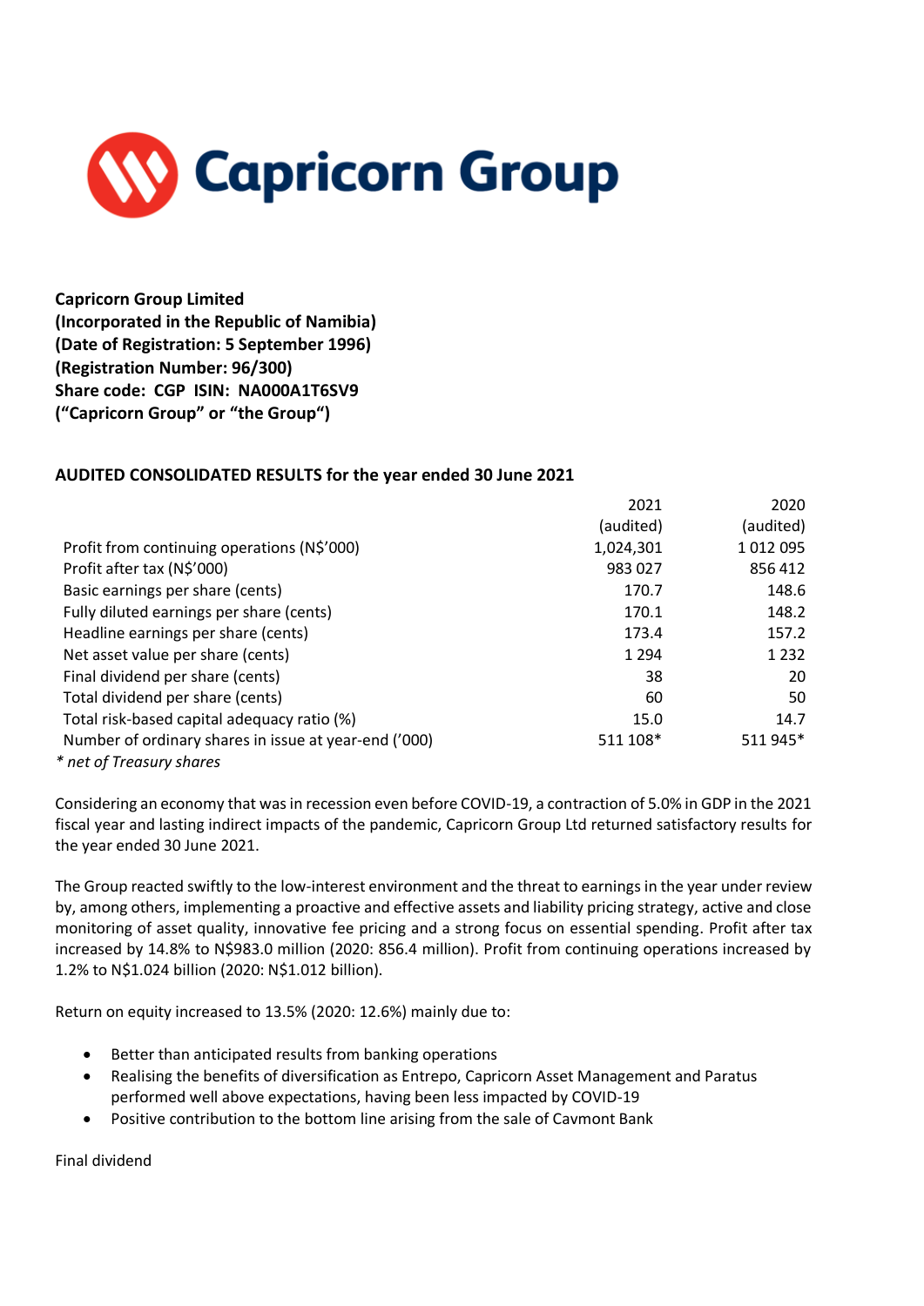**Capricorn Group Limited**
**(Incorporated in the Republic of Namibia)**
**(Date of Registration: 5 September 1996)**
**(Registration Number: 96/300)**
**Share code: CGP ISIN: NA000A1T6SV9**
**("Capricorn Group" or "the Group")**

**AUDITED CONSOLIDATED RESULTS for the year ended 30 June 2021**

| | 2021 (audited) | 2020 (audited) |
|---|---|---|
| Profit from continuing operations (N$'000) | 1,024,301 | 1 012 095 |
| Profit after tax (N$'000) | 983 027 | 856 412 |
| Basic earnings per share (cents) | 170.7 | 148.6 |
| Fully diluted earnings per share (cents) | 170.1 | 148.2 |
| Headline earnings per share (cents) | 173.4 | 157.2 |
| Net asset value per share (cents) | 1 294 | 1 232 |
| Final dividend per share (cents) | 38 | 20 |
| Total dividend per share (cents) | 60 | 50 |
| Total risk-based capital adequacy ratio (%) | 15.0 | 14.7 |
| Number of ordinary shares in issue at year-end ('000) | 511 108* | 511 945* |

*\* net of Treasury shares*

Considering an economy that was in recession even before COVID-19, a contraction of 5.0% in GDP in the 2021 fiscal year and lasting indirect impacts of the pandemic, Capricorn Group Ltd returned satisfactory results for the year ended 30 June 2021.

The Group reacted swiftly to the low-interest environment and the threat to earnings in the year under review by, among others, implementing a proactive and effective assets and liability pricing strategy, active and close monitoring of asset quality, innovative fee pricing and a strong focus on essential spending. Profit after tax increased by 14.8% to N$983.0 million (2020: 856.4 million). Profit from continuing operations increased by 1.2% to N$1.024 billion (2020: N$1.012 billion).

Return on equity increased to 13.5% (2020: 12.6%) mainly due to:

- Better than anticipated results from banking operations
- Realising the benefits of diversification as Entrepo, Capricorn Asset Management and Paratus performed well above expectations, having been less impacted by COVID-19
- Positive contribution to the bottom line arising from the sale of Cavmont Bank

Final dividend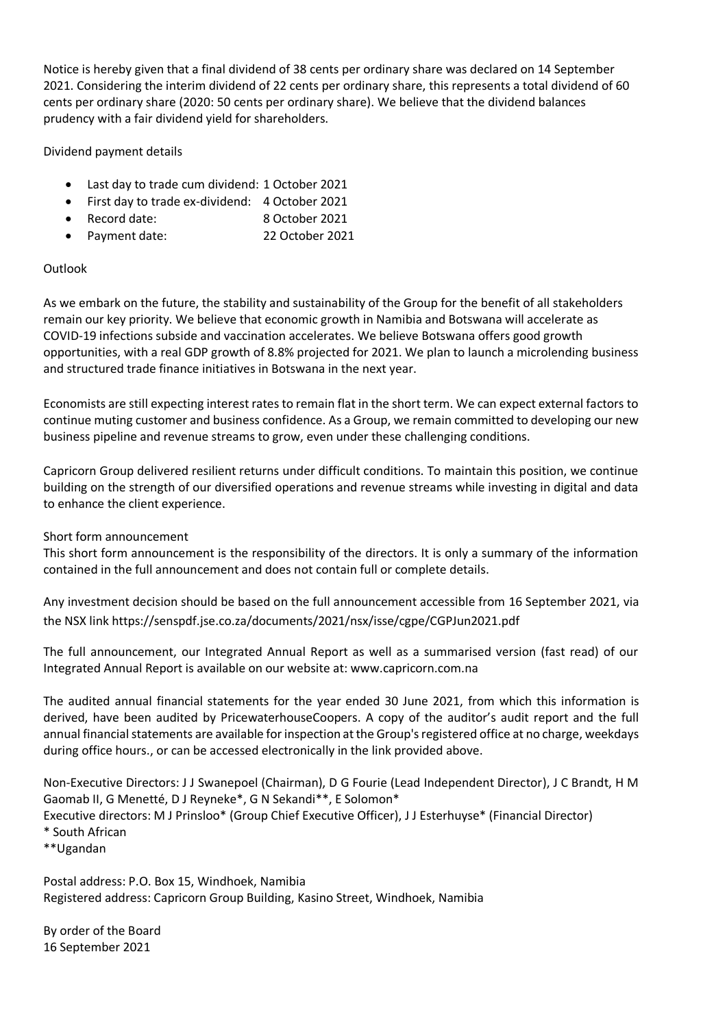Notice is hereby given that a final dividend of 38 cents per ordinary share was declared on 14 September 2021. Considering the interim dividend of 22 cents per ordinary share, this represents a total dividend of 60 cents per ordinary share (2020: 50 cents per ordinary share). We believe that the dividend balances prudency with a fair dividend yield for shareholders.

Dividend payment details

- Last day to trade cum dividend: 1 October 2021
- First day to trade ex-dividend: 4 October 2021
- Record date: 8 October 2021
- Payment date: 22 October 2021

Outlook

As we embark on the future, the stability and sustainability of the Group for the benefit of all stakeholders remain our key priority. We believe that economic growth in Namibia and Botswana will accelerate as COVID-19 infections subside and vaccination accelerates. We believe Botswana offers good growth opportunities, with a real GDP growth of 8.8% projected for 2021. We plan to launch a microlending business and structured trade finance initiatives in Botswana in the next year.

Economists are still expecting interest rates to remain flat in the short term. We can expect external factors to continue muting customer and business confidence. As a Group, we remain committed to developing our new business pipeline and revenue streams to grow, even under these challenging conditions.

Capricorn Group delivered resilient returns under difficult conditions. To maintain this position, we continue building on the strength of our diversified operations and revenue streams while investing in digital and data to enhance the client experience.

Short form announcement

This short form announcement is the responsibility of the directors. It is only a summary of the information contained in the full announcement and does not contain full or complete details.

Any investment decision should be based on the full announcement accessible from 16 September 2021, via the NSX link https://senspdf.jse.co.za/documents/2021/nsx/isse/cgpe/CGPJun2021.pdf

The full announcement, our Integrated Annual Report as well as a summarised version (fast read) of our Integrated Annual Report is available on our website at: www.capricorn.com.na

The audited annual financial statements for the year ended 30 June 2021, from which this information is derived, have been audited by PricewaterhouseCoopers. A copy of the auditor's audit report and the full annual financial statements are available for inspection at the Group's registered office at no charge, weekdays during office hours., or can be accessed electronically in the link provided above.

Non-Executive Directors: J J Swanepoel (Chairman), D G Fourie (Lead Independent Director), J C Brandt, H M Gaomab II, G Menetté, D J Reyneke*, G N Sekandi**, E Solomon*
Executive directors: M J Prinsloo* (Group Chief Executive Officer), J J Esterhuyse* (Financial Director)
\* South African
\*\*Ugandan

Postal address: P.O. Box 15, Windhoek, Namibia
Registered address: Capricorn Group Building, Kasino Street, Windhoek, Namibia

By order of the Board
16 September 2021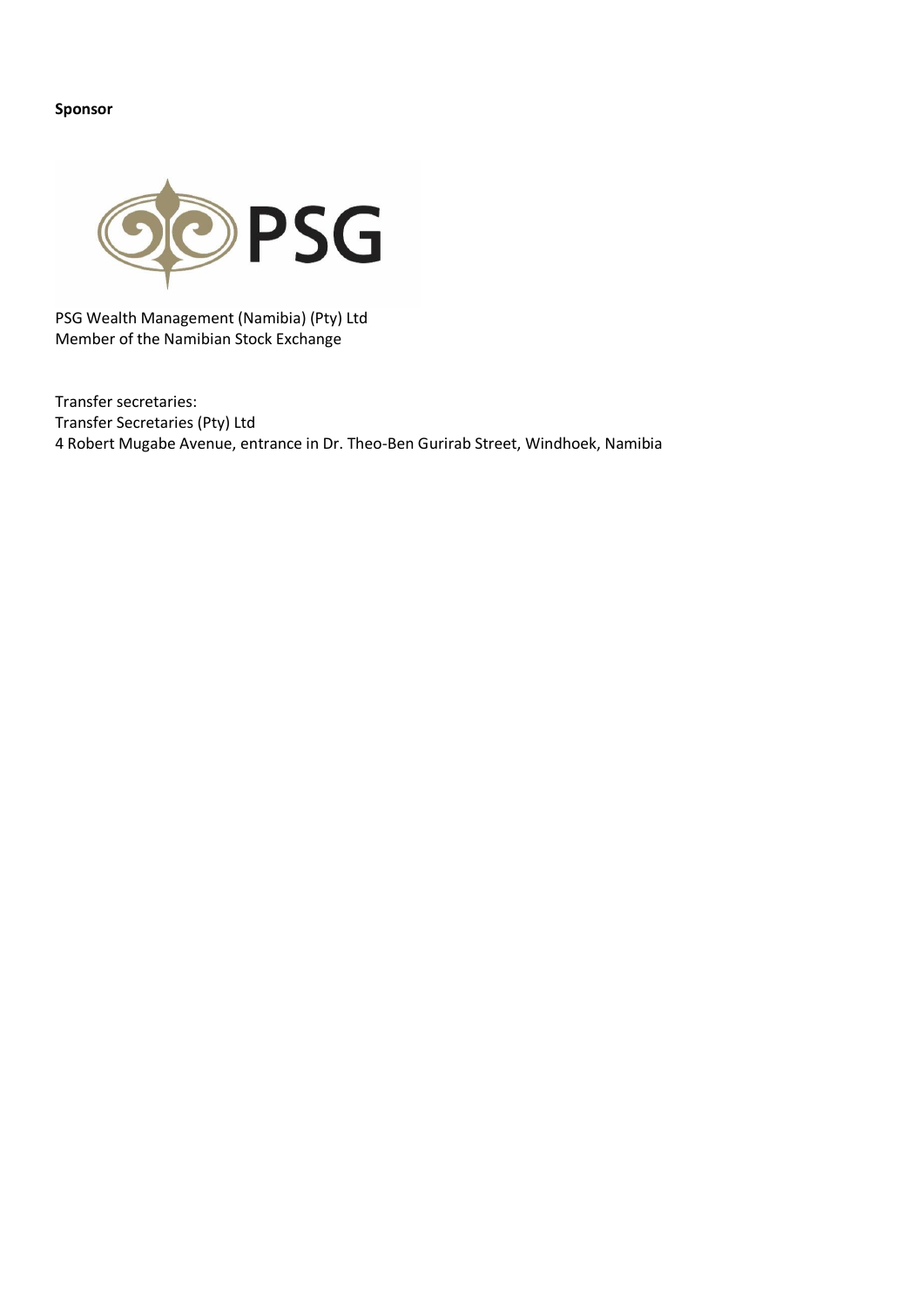**Sponsor**

PSG

PSG Wealth Management (Namibia) (Pty) Ltd
Member of the Namibian Stock Exchange

Transfer secretaries:
Transfer Secretaries (Pty) Ltd
4 Robert Mugabe Avenue, entrance in Dr. Theo-Ben Gurirab Street, Windhoek, Namibia